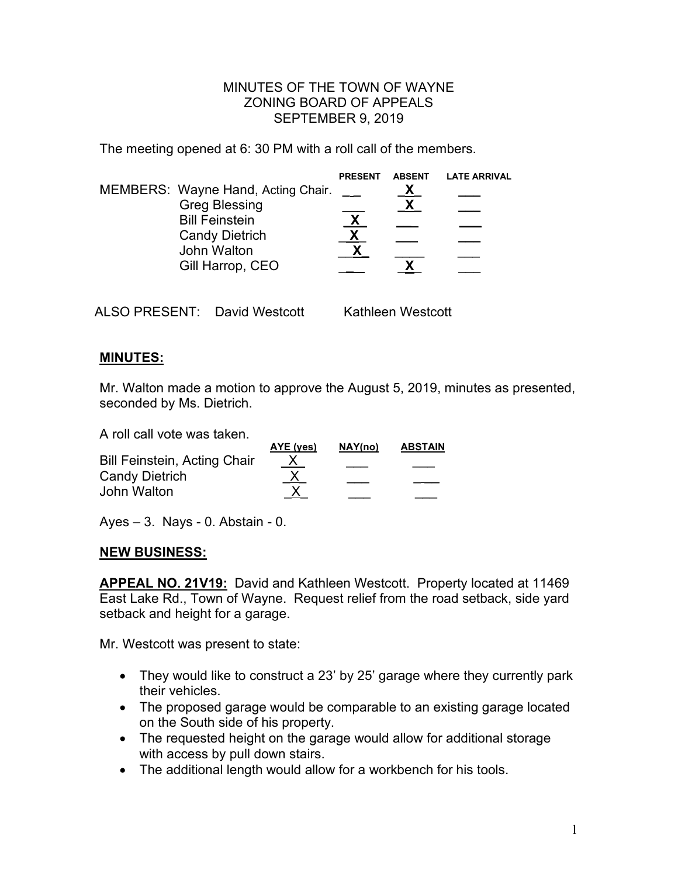MINUTES OF THE TOWN OF WAYNE
ZONING BOARD OF APPEALS
SEPTEMBER 9, 2019

The meeting opened at 6: 30 PM with a roll call of the members.

| MEMBERS: | PRESENT | ABSENT | LATE ARRIVAL |
|---|---|---|---|
| Wayne Hand, Acting Chair. | | X | |
| Greg Blessing | | X | |
| Bill Feinstein | X | | |
| Candy Dietrich | X | | |
| John Walton | X | | |
| Gill Harrop, CEO | | X | |

ALSO PRESENT: David Westcott Kathleen Westcott

**MINUTES:**

Mr. Walton made a motion to approve the August 5, 2019, minutes as presented, seconded by Ms. Dietrich.

A roll call vote was taken.

| | AYE (yes) | NAY(no) | ABSTAIN |
|---|---|---|---|
| Bill Feinstein, Acting Chair | X | | |
| Candy Dietrich | X | | |
| John Walton | X | | |

Ayes – 3. Nays - 0. Abstain - 0.

**NEW BUSINESS:**

**APPEAL NO. 21V19:** David and Kathleen Westcott. Property located at 11469 East Lake Rd., Town of Wayne. Request relief from the road setback, side yard setback and height for a garage.

Mr. Westcott was present to state:

- They would like to construct a 23' by 25' garage where they currently park their vehicles.
- The proposed garage would be comparable to an existing garage located on the South side of his property.
- The requested height on the garage would allow for additional storage with access by pull down stairs.
- The additional length would allow for a workbench for his tools.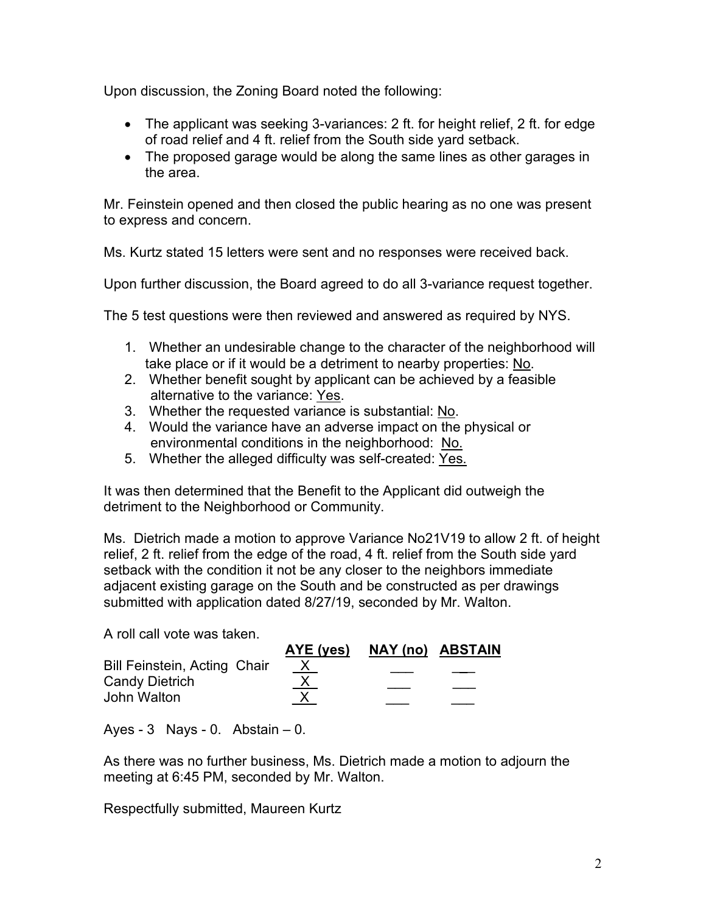Upon discussion, the Zoning Board noted the following:

- The applicant was seeking 3-variances: 2 ft. for height relief, 2 ft. for edge of road relief and 4 ft. relief from the South side yard setback.
- The proposed garage would be along the same lines as other garages in the area.

Mr. Feinstein opened and then closed the public hearing as no one was present to express and concern.

Ms. Kurtz stated 15 letters were sent and no responses were received back.

Upon further discussion, the Board agreed to do all 3-variance request together.

The 5 test questions were then reviewed and answered as required by NYS.

1. Whether an undesirable change to the character of the neighborhood will take place or if it would be a detriment to nearby properties: No.
2. Whether benefit sought by applicant can be achieved by a feasible alternative to the variance: Yes.
3. Whether the requested variance is substantial: No.
4. Would the variance have an adverse impact on the physical or environmental conditions in the neighborhood: No.
5. Whether the alleged difficulty was self-created: Yes.

It was then determined that the Benefit to the Applicant did outweigh the detriment to the Neighborhood or Community.

Ms. Dietrich made a motion to approve Variance No21V19 to allow 2 ft. of height relief, 2 ft. relief from the edge of the road, 4 ft. relief from the South side yard setback with the condition it not be any closer to the neighbors immediate adjacent existing garage on the South and be constructed as per drawings submitted with application dated 8/27/19, seconded by Mr. Walton.

A roll call vote was taken.

| | AYE (yes) | NAY (no) | ABSTAIN |
|---|---|---|---|
| Bill Feinstein, Acting Chair | X | | |
| Candy Dietrich | X | | |
| John Walton | X | | |

Ayes - 3 Nays - 0. Abstain – 0.

As there was no further business, Ms. Dietrich made a motion to adjourn the meeting at 6:45 PM, seconded by Mr. Walton.

Respectfully submitted, Maureen Kurtz